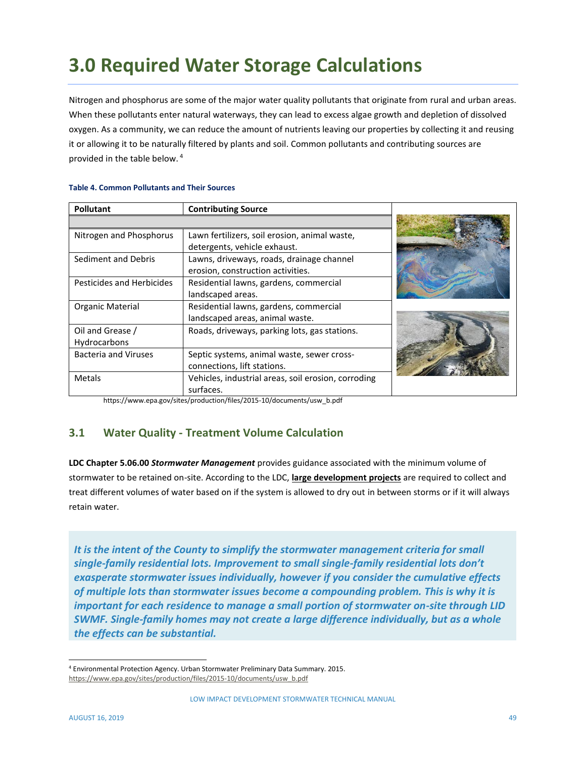# 3.0 Required Water Storage Calculations

Nitrogen and phosphorus are some of the major water quality pollutants that originate from rural and urban areas. When these pollutants enter natural waterways, they can lead to excess algae growth and depletion of dissolved oxygen. As a community, we can reduce the amount of nutrients leaving our properties by collecting it and reusing it or allowing it to be naturally filtered by plants and soil. Common pollutants and contributing sources are provided in the table below. [4]

**Table 4. Common Pollutants and Their Sources**

| Pollutant | Contributing Source |
|---|---|
| Nitrogen and Phosphorus | Lawn fertilizers, soil erosion, animal waste, detergents, vehicle exhaust. |
| Sediment and Debris | Lawns, driveways, roads, drainage channel erosion, construction activities. |
| Pesticides and Herbicides | Residential lawns, gardens, commercial landscaped areas. |
| Organic Material | Residential lawns, gardens, commercial landscaped areas, animal waste. |
| Oil and Grease / Hydrocarbons | Roads, driveways, parking lots, gas stations. |
| Bacteria and Viruses | Septic systems, animal waste, sewer cross-connections, lift stations. |
| Metals | Vehicles, industrial areas, soil erosion, corroding surfaces. |

https://www.epa.gov/sites/production/files/2015-10/documents/usw_b.pdf

## 3.1 Water Quality - Treatment Volume Calculation

**LDC Chapter 5.06.00 *Stormwater Management*** provides guidance associated with the minimum volume of stormwater to be retained on-site. According to the LDC, **large development projects** are required to collect and treat different volumes of water based on if the system is allowed to dry out in between storms or if it will always retain water.

***It is the intent of the County to simplify the stormwater management criteria for small single-family residential lots. Improvement to small single-family residential lots don't exasperate stormwater issues individually, however if you consider the cumulative effects of multiple lots than stormwater issues become a compounding problem. This is why it is important for each residence to manage a small portion of stormwater on-site through LID SWMF. Single-family homes may not create a large difference individually, but as a whole the effects can be substantial.***

[4] Environmental Protection Agency. Urban Stormwater Preliminary Data Summary. 2015. https://www.epa.gov/sites/production/files/2015-10/documents/usw_b.pdf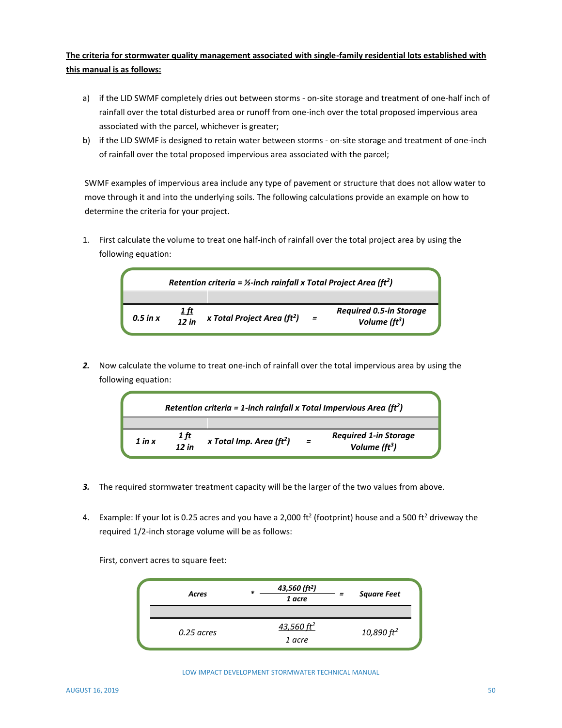**The criteria for stormwater quality management associated with single-family residential lots established with this manual is as follows:**

a) if the LID SWMF completely dries out between storms - on-site storage and treatment of one-half inch of rainfall over the total disturbed area or runoff from one-inch over the total proposed impervious area associated with the parcel, whichever is greater;

b) if the LID SWMF is designed to retain water between storms - on-site storage and treatment of one-inch of rainfall over the total proposed impervious area associated with the parcel;

SWMF examples of impervious area include any type of pavement or structure that does not allow water to move through it and into the underlying soils. The following calculations provide an example on how to determine the criteria for your project.

1. First calculate the volume to treat one half-inch of rainfall over the total project area by using the following equation:

| ***Retention criteria = ½-inch rainfall x Total Project Area ($ft^2$)*** | | | | |
|---|---|---|---|---|
| ***0.5 in x*** | $\frac{1\ ft}{12\ in}$ | ***x Total Project Area ($ft^2$)*** | ***=*** | ***Required 0.5-in Storage Volume ($ft^3$)*** |

2. Now calculate the volume to treat one-inch of rainfall over the total impervious area by using the following equation:

| ***Retention criteria = 1-inch rainfall x Total Impervious Area ($ft^2$)*** | | | | |
|---|---|---|---|---|
| ***1 in x*** | $\frac{1\ ft}{12\ in}$ | ***x Total Imp. Area ($ft^2$)*** | ***=*** | ***Required 1-in Storage Volume ($ft^3$)*** |

3. The required stormwater treatment capacity will be the larger of the two values from above.

4. Example: If your lot is 0.25 acres and you have a 2,000 $ft^2$ (footprint) house and a 500 $ft^2$ driveway the required 1/2-inch storage volume will be as follows:

   First, convert acres to square feet:

| ***Acres*** | ***** | $\frac{43,560\ (ft^2)}{1\ acre}$ | ***=*** | ***Square Feet*** |
|---|---|---|---|---|
| *0.25 acres* | | $\frac{43,560\ ft^2}{1\ acre}$ | | *10,890 $ft^2$* |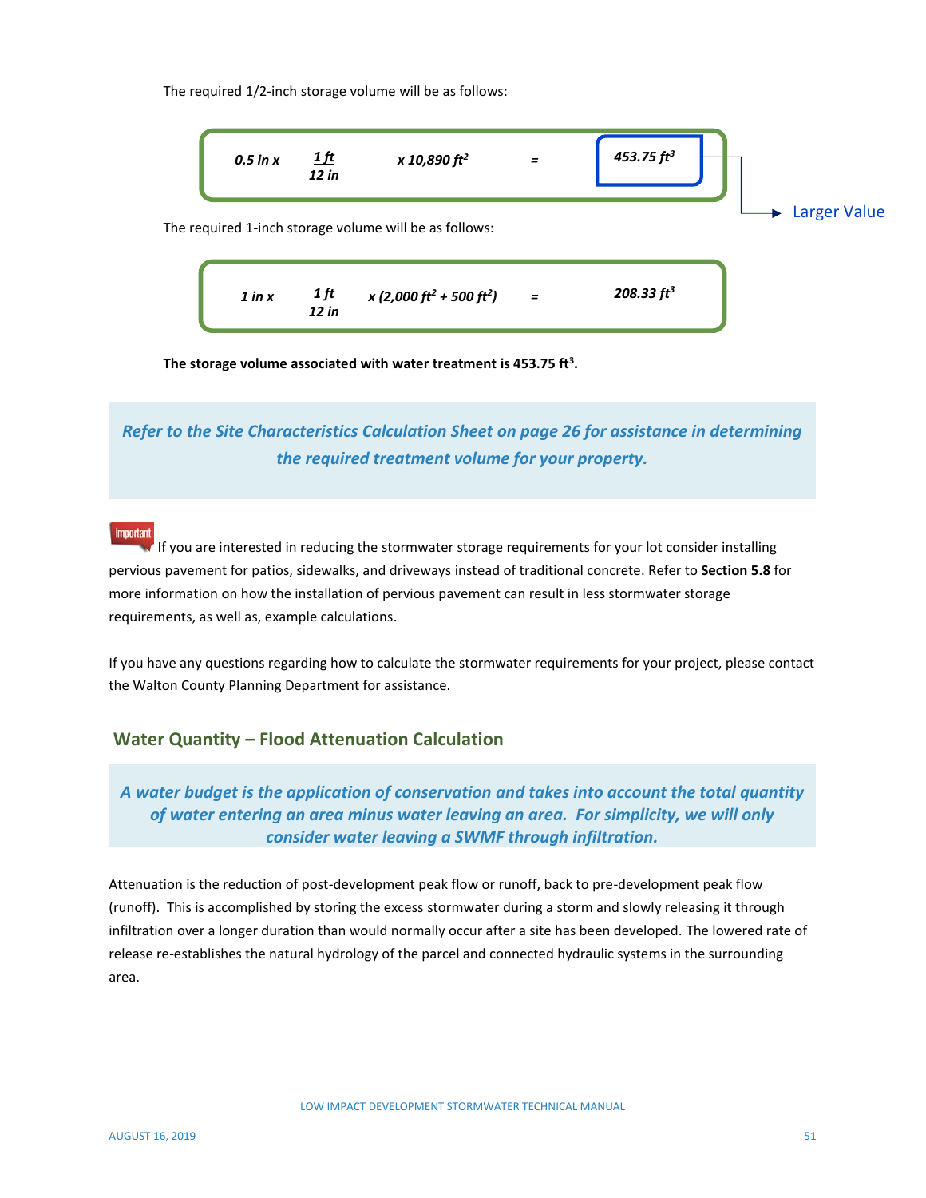The required 1/2-inch storage volume will be as follows:

$$0.5 \text{ in} \times \frac{1 \text{ ft}}{12 \text{ in}} \times 10{,}890 \text{ ft}^2 = 453.75 \text{ ft}^3$$

Larger Value

The required 1-inch storage volume will be as follows:

$$1 \text{ in} \times \frac{1 \text{ ft}}{12 \text{ in}} \times (2{,}000 \text{ ft}^2 + 500 \text{ ft}^2) = 208.33 \text{ ft}^3$$

**The storage volume associated with water treatment is 453.75 ft$^3$.**

***Refer to the Site Characteristics Calculation Sheet on page 26 for assistance in determining the required treatment volume for your property.***

important

If you are interested in reducing the stormwater storage requirements for your lot consider installing pervious pavement for patios, sidewalks, and driveways instead of traditional concrete. Refer to **Section 5.8** for more information on how the installation of pervious pavement can result in less stormwater storage requirements, as well as, example calculations.

If you have any questions regarding how to calculate the stormwater requirements for your project, please contact the Walton County Planning Department for assistance.

## Water Quantity – Flood Attenuation Calculation

***A water budget is the application of conservation and takes into account the total quantity of water entering an area minus water leaving an area. For simplicity, we will only consider water leaving a SWMF through infiltration.***

Attenuation is the reduction of post-development peak flow or runoff, back to pre-development peak flow (runoff). This is accomplished by storing the excess stormwater during a storm and slowly releasing it through infiltration over a longer duration than would normally occur after a site has been developed. The lowered rate of release re-establishes the natural hydrology of the parcel and connected hydraulic systems in the surrounding area.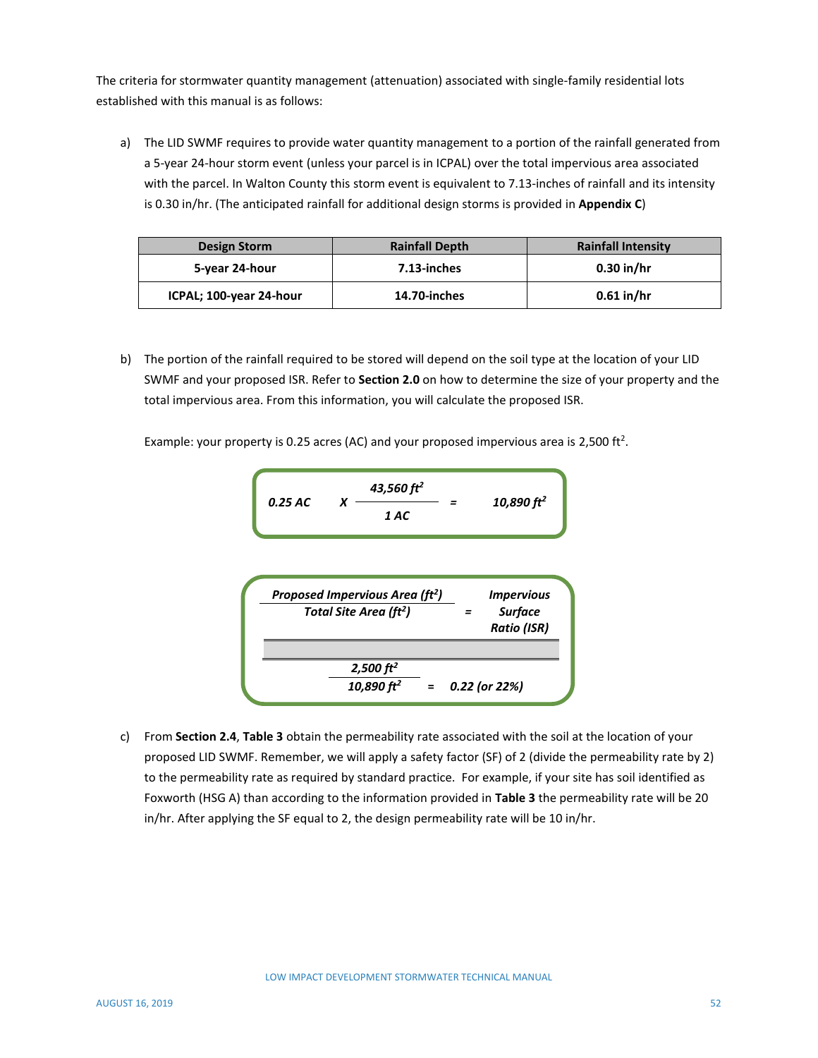The criteria for stormwater quantity management (attenuation) associated with single-family residential lots established with this manual is as follows:

a) The LID SWMF requires to provide water quantity management to a portion of the rainfall generated from a 5-year 24-hour storm event (unless your parcel is in ICPAL) over the total impervious area associated with the parcel. In Walton County this storm event is equivalent to 7.13-inches of rainfall and its intensity is 0.30 in/hr. (The anticipated rainfall for additional design storms is provided in **Appendix C**)

| Design Storm | Rainfall Depth | Rainfall Intensity |
| --- | --- | --- |
| **5-year 24-hour** | **7.13-inches** | **0.30 in/hr** |
| **ICPAL; 100-year 24-hour** | **14.70-inches** | **0.61 in/hr** |

b) The portion of the rainfall required to be stored will depend on the soil type at the location of your LID SWMF and your proposed ISR. Refer to **Section 2.0** on how to determine the size of your property and the total impervious area. From this information, you will calculate the proposed ISR.

Example: your property is 0.25 acres (AC) and your proposed impervious area is 2,500 $ft^2$.

$$0.25\ AC \quad X \quad \frac{43{,}560\ ft^2}{1\ AC} \quad = \quad 10{,}890\ ft^2$$

$$\frac{\text{Proposed Impervious Area } (ft^2)}{\text{Total Site Area } (ft^2)} = \text{Impervious Surface Ratio (ISR)}$$

$$\frac{2{,}500\ ft^2}{10{,}890\ ft^2} = 0.22\ (\text{or } 22\%)$$

c) From **Section 2.4**, **Table 3** obtain the permeability rate associated with the soil at the location of your proposed LID SWMF. Remember, we will apply a safety factor (SF) of 2 (divide the permeability rate by 2) to the permeability rate as required by standard practice. For example, if your site has soil identified as Foxworth (HSG A) than according to the information provided in **Table 3** the permeability rate will be 20 in/hr. After applying the SF equal to 2, the design permeability rate will be 10 in/hr.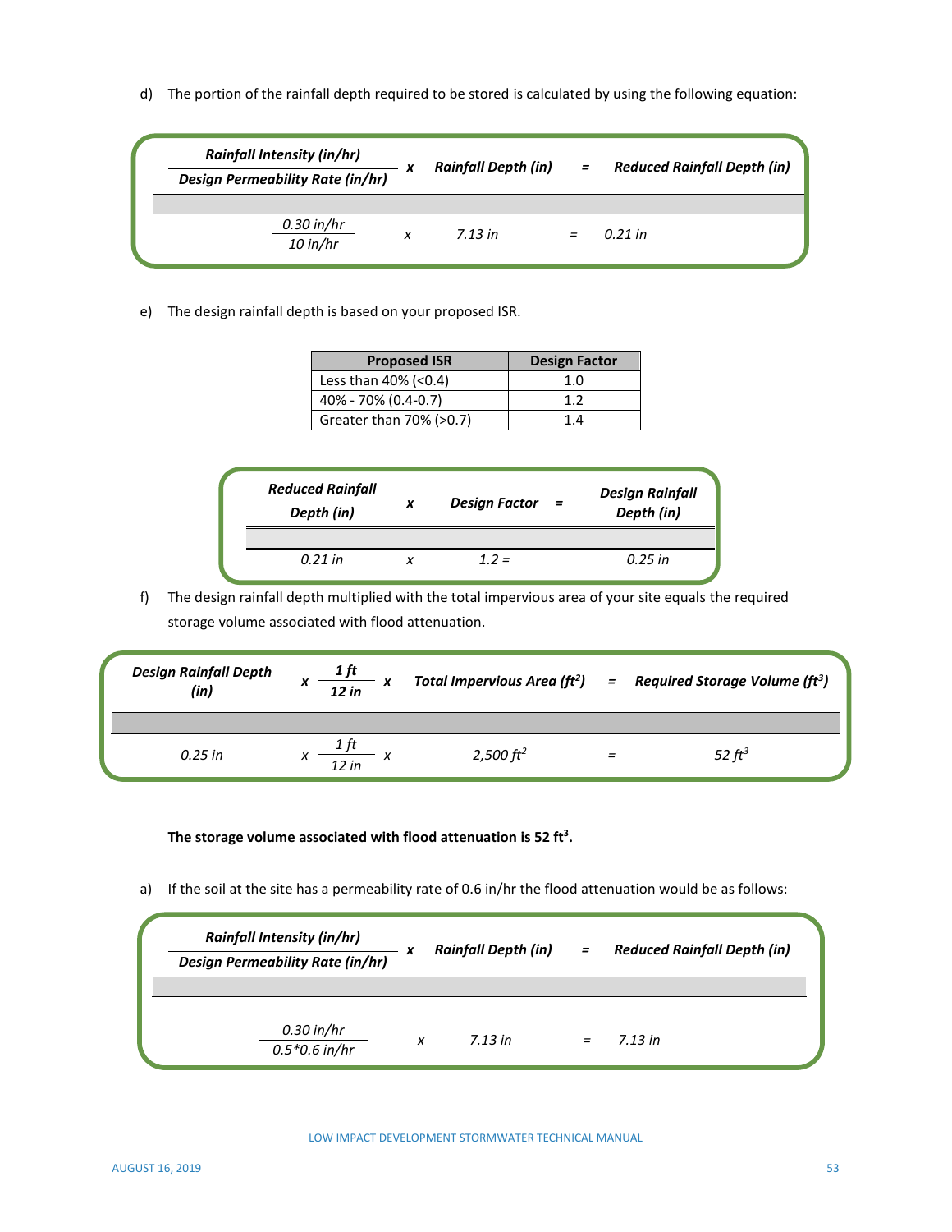d) The portion of the rainfall depth required to be stored is calculated by using the following equation:

| $\dfrac{\textit{Rainfall Intensity (in/hr)}}{\textit{Design Permeability Rate (in/hr)}}$ | x | ***Rainfall Depth (in)*** | = | ***Reduced Rainfall Depth (in)*** |
|---|---|---|---|---|
| $\dfrac{0.30 \text{ in/hr}}{10 \text{ in/hr}}$ | *x* | *7.13 in* | = | *0.21 in* |

e) The design rainfall depth is based on your proposed ISR.

| Proposed ISR | Design Factor |
|---|---|
| Less than 40% (<0.4) | 1.0 |
| 40% - 70% (0.4-0.7) | 1.2 |
| Greater than 70% (>0.7) | 1.4 |

| ***Reduced Rainfall Depth (in)*** | x | ***Design Factor*** | = | ***Design Rainfall Depth (in)*** |
|---|---|---|---|---|
| *0.21 in* | *x* | *1.2 =* | | *0.25 in* |

f) The design rainfall depth multiplied with the total impervious area of your site equals the required storage volume associated with flood attenuation.

| ***Design Rainfall Depth (in)*** | x | $\dfrac{1 \text{ ft}}{12 \text{ in}}$ | x | ***Total Impervious Area ($ft^2$)*** | = | ***Required Storage Volume ($ft^3$)*** |
|---|---|---|---|---|---|---|
| *0.25 in* | *x* | $\dfrac{1 \text{ ft}}{12 \text{ in}}$ | *x* | *2,500 $ft^2$* | = | *52 $ft^3$* |

**The storage volume associated with flood attenuation is 52 $ft^3$.**

a) If the soil at the site has a permeability rate of 0.6 in/hr the flood attenuation would be as follows:

| $\dfrac{\textit{Rainfall Intensity (in/hr)}}{\textit{Design Permeability Rate (in/hr)}}$ | x | ***Rainfall Depth (in)*** | = | ***Reduced Rainfall Depth (in)*** |
|---|---|---|---|---|
| $\dfrac{0.30 \text{ in/hr}}{0.5 \text{*} 0.6 \text{ in/hr}}$ | *x* | *7.13 in* | = | *7.13 in* |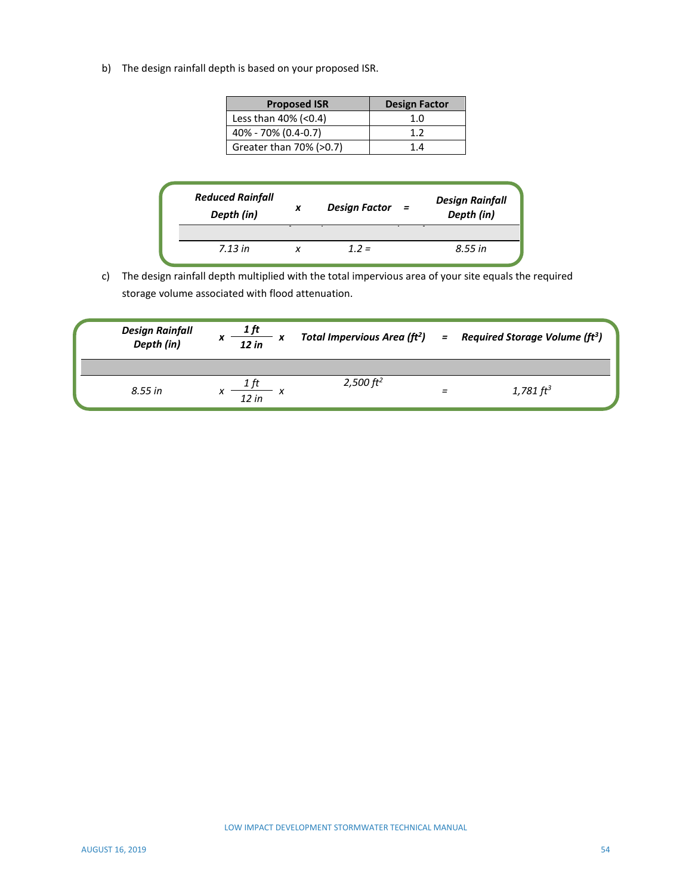b) The design rainfall depth is based on your proposed ISR.

| Proposed ISR | Design Factor |
| --- | --- |
| Less than 40% (<0.4) | 1.0 |
| 40% - 70% (0.4-0.7) | 1.2 |
| Greater than 70% (>0.7) | 1.4 |

| *Reduced Rainfall Depth (in)* | *x* | *Design Factor* | *=* | *Design Rainfall Depth (in)* |
| --- | --- | --- | --- | --- |
| *7.13 in* | *x* | *1.2 =* | | *8.55 in* |

c) The design rainfall depth multiplied with the total impervious area of your site equals the required storage volume associated with flood attenuation.

| *Design Rainfall Depth (in)* | *x* | $\frac{1\ ft}{12\ in}$ | *x* | *Total Impervious Area* ($ft^2$) | *=* | *Required Storage Volume* ($ft^3$) |
| --- | --- | --- | --- | --- | --- | --- |
| *8.55 in* | *x* | $\frac{1\ ft}{12\ in}$ | *x* | *2,500* $ft^2$ | *=* | *1,781* $ft^3$ |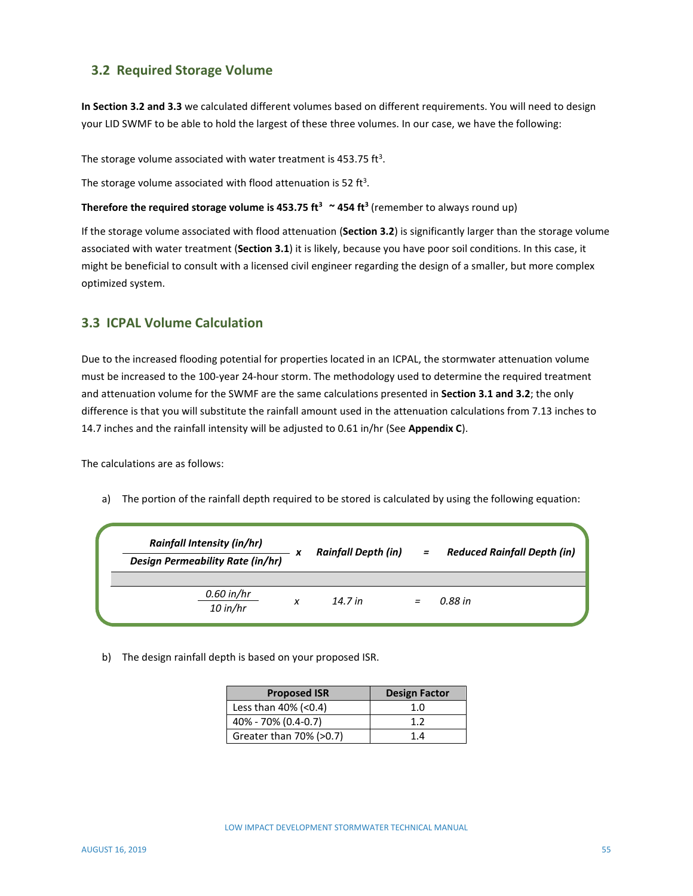## 3.2 Required Storage Volume

**In Section 3.2 and 3.3** we calculated different volumes based on different requirements. You will need to design your LID SWMF to be able to hold the largest of these three volumes. In our case, we have the following:

The storage volume associated with water treatment is 453.75 $ft^3$.

The storage volume associated with flood attenuation is 52 $ft^3$.

**Therefore the required storage volume is 453.75 $ft^3$ ~ 454 $ft^3$** (remember to always round up)

If the storage volume associated with flood attenuation (**Section 3.2**) is significantly larger than the storage volume associated with water treatment (**Section 3.1**) it is likely, because you have poor soil conditions. In this case, it might be beneficial to consult with a licensed civil engineer regarding the design of a smaller, but more complex optimized system.

## 3.3 ICPAL Volume Calculation

Due to the increased flooding potential for properties located in an ICPAL, the stormwater attenuation volume must be increased to the 100-year 24-hour storm. The methodology used to determine the required treatment and attenuation volume for the SWMF are the same calculations presented in **Section 3.1 and 3.2**; the only difference is that you will substitute the rainfall amount used in the attenuation calculations from 7.13 inches to 14.7 inches and the rainfall intensity will be adjusted to 0.61 in/hr (See **Appendix C**).

The calculations are as follows:

a) The portion of the rainfall depth required to be stored is calculated by using the following equation:

$$\frac{\textit{Rainfall Intensity (in/hr)}}{\textit{Design Permeability Rate (in/hr)}} \times \textit{Rainfall Depth (in)} = \textit{Reduced Rainfall Depth (in)}$$

$$\frac{0.60 \text{ in/hr}}{10 \text{ in/hr}} \times 14.7 \text{ in} = 0.88 \text{ in}$$

b) The design rainfall depth is based on your proposed ISR.

| Proposed ISR | Design Factor |
|---|---|
| Less than 40% (<0.4) | 1.0 |
| 40% - 70% (0.4-0.7) | 1.2 |
| Greater than 70% (>0.7) | 1.4 |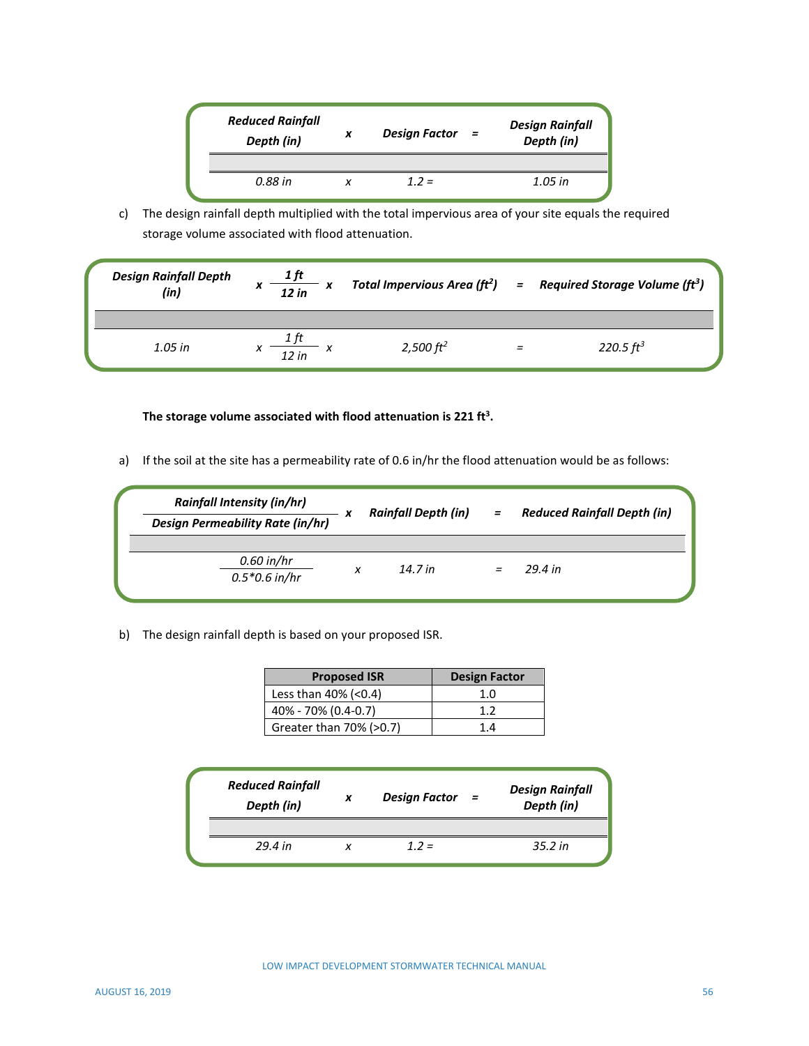| *Reduced Rainfall Depth (in)* | *x* | *Design Factor* | *=* | *Design Rainfall Depth (in)* |
|---|---|---|---|---|
| | | | | |
| *0.88 in* | *x* | *1.2 =* | | *1.05 in* |

c) The design rainfall depth multiplied with the total impervious area of your site equals the required storage volume associated with flood attenuation.

| *Design Rainfall Depth (in)* | *x* | $\frac{1\ ft}{12\ in}$ | *x* | *Total Impervious Area ($ft^2$)* | *=* | *Required Storage Volume ($ft^3$)* |
|---|---|---|---|---|---|---|
| | | | | | | |
| *1.05 in* | *x* | $\frac{1\ ft}{12\ in}$ | *x* | *2,500 $ft^2$* | *=* | *220.5 $ft^3$* |

**The storage volume associated with flood attenuation is 221 $ft^3$.**

a) If the soil at the site has a permeability rate of 0.6 in/hr the flood attenuation would be as follows:

| $\frac{\textit{Rainfall Intensity (in/hr)}}{\textit{Design Permeability Rate (in/hr)}}$ | *x* | *Rainfall Depth (in)* | *=* | *Reduced Rainfall Depth (in)* |
|---|---|---|---|---|
| | | | | |
| $\frac{0.60\ in/hr}{0.5*0.6\ in/hr}$ | *x* | *14.7 in* | *=* | *29.4 in* |

b) The design rainfall depth is based on your proposed ISR.

| Proposed ISR | Design Factor |
|---|---|
| Less than 40% (<0.4) | 1.0 |
| 40% - 70% (0.4-0.7) | 1.2 |
| Greater than 70% (>0.7) | 1.4 |

| *Reduced Rainfall Depth (in)* | *x* | *Design Factor* | *=* | *Design Rainfall Depth (in)* |
|---|---|---|---|---|
| | | | | |
| *29.4 in* | *x* | *1.2 =* | | *35.2 in* |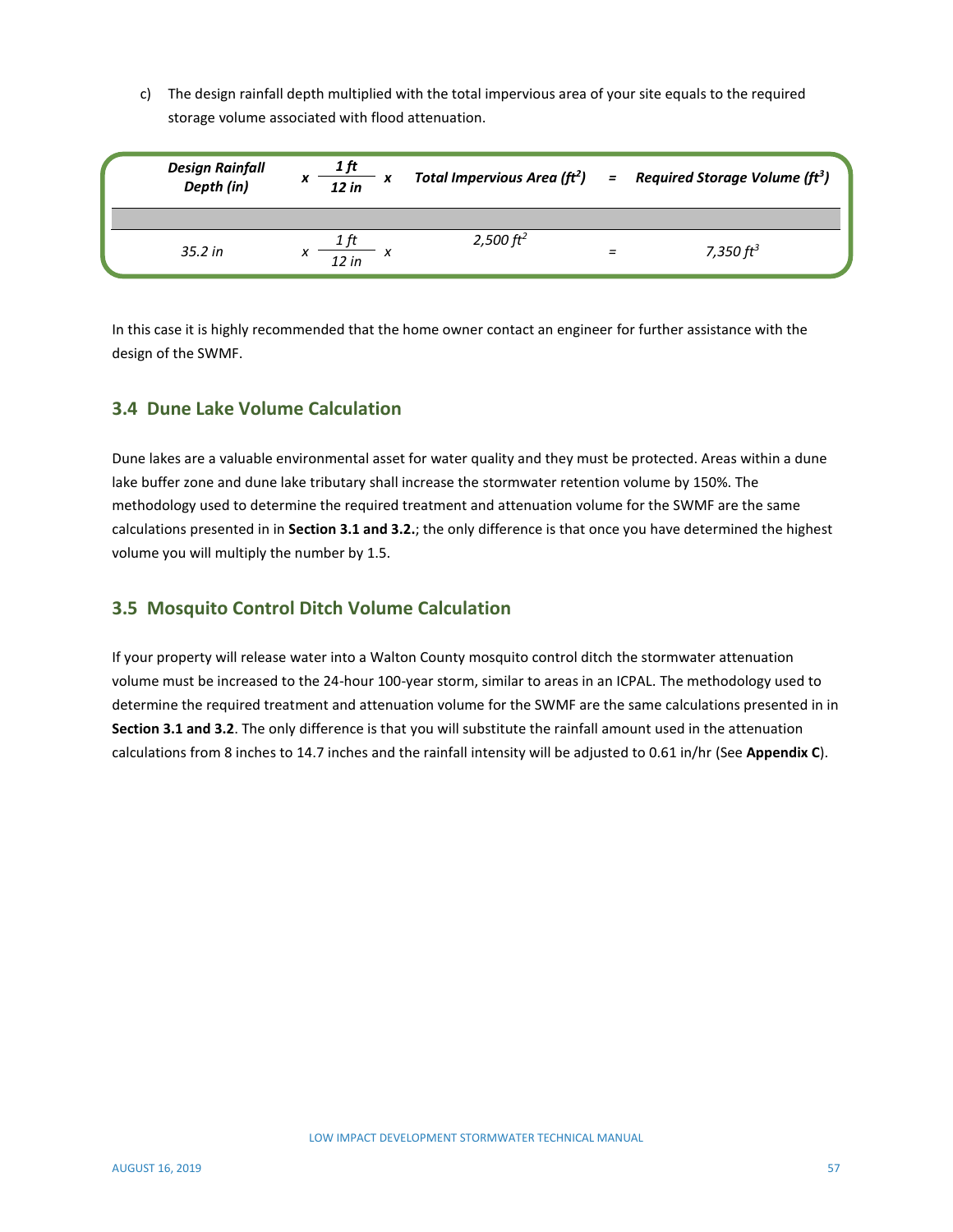c) The design rainfall depth multiplied with the total impervious area of your site equals to the required storage volume associated with flood attenuation.

| *Design Rainfall Depth (in)* | | *Total Impervious Area ($ft^2$)* | | *Required Storage Volume ($ft^3$)* |
|---|---|---|---|---|
| | | | | |
| *35.2 in* | $\times \frac{1\,ft}{12\,in} \times$ | *2,500 $ft^2$* | = | *7,350 $ft^3$* |

In this case it is highly recommended that the home owner contact an engineer for further assistance with the design of the SWMF.

## 3.4 Dune Lake Volume Calculation

Dune lakes are a valuable environmental asset for water quality and they must be protected. Areas within a dune lake buffer zone and dune lake tributary shall increase the stormwater retention volume by 150%. The methodology used to determine the required treatment and attenuation volume for the SWMF are the same calculations presented in in **Section 3.1 and 3.2.**; the only difference is that once you have determined the highest volume you will multiply the number by 1.5.

## 3.5 Mosquito Control Ditch Volume Calculation

If your property will release water into a Walton County mosquito control ditch the stormwater attenuation volume must be increased to the 24-hour 100-year storm, similar to areas in an ICPAL. The methodology used to determine the required treatment and attenuation volume for the SWMF are the same calculations presented in in **Section 3.1 and 3.2**. The only difference is that you will substitute the rainfall amount used in the attenuation calculations from 8 inches to 14.7 inches and the rainfall intensity will be adjusted to 0.61 in/hr (See **Appendix C**).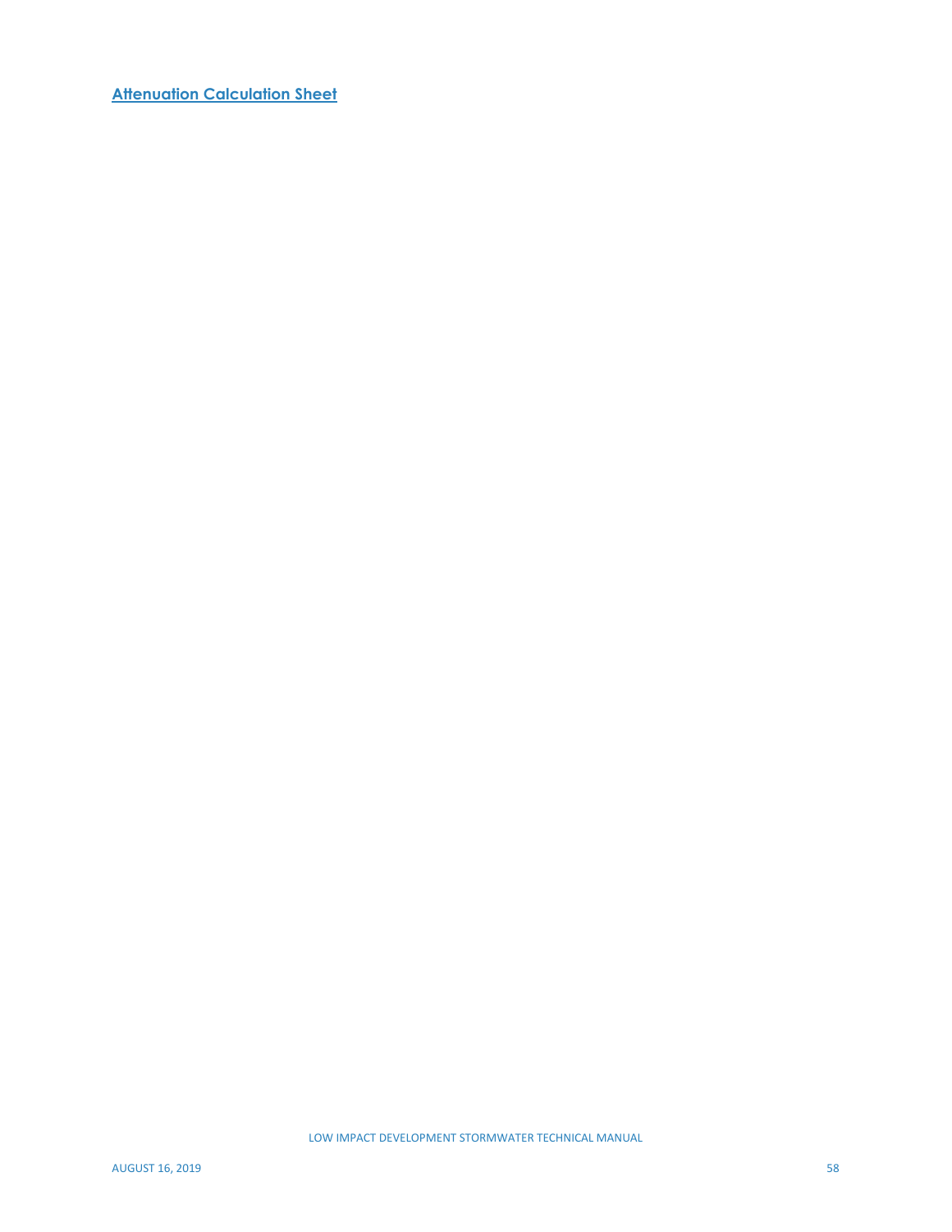**Attenuation Calculation Sheet**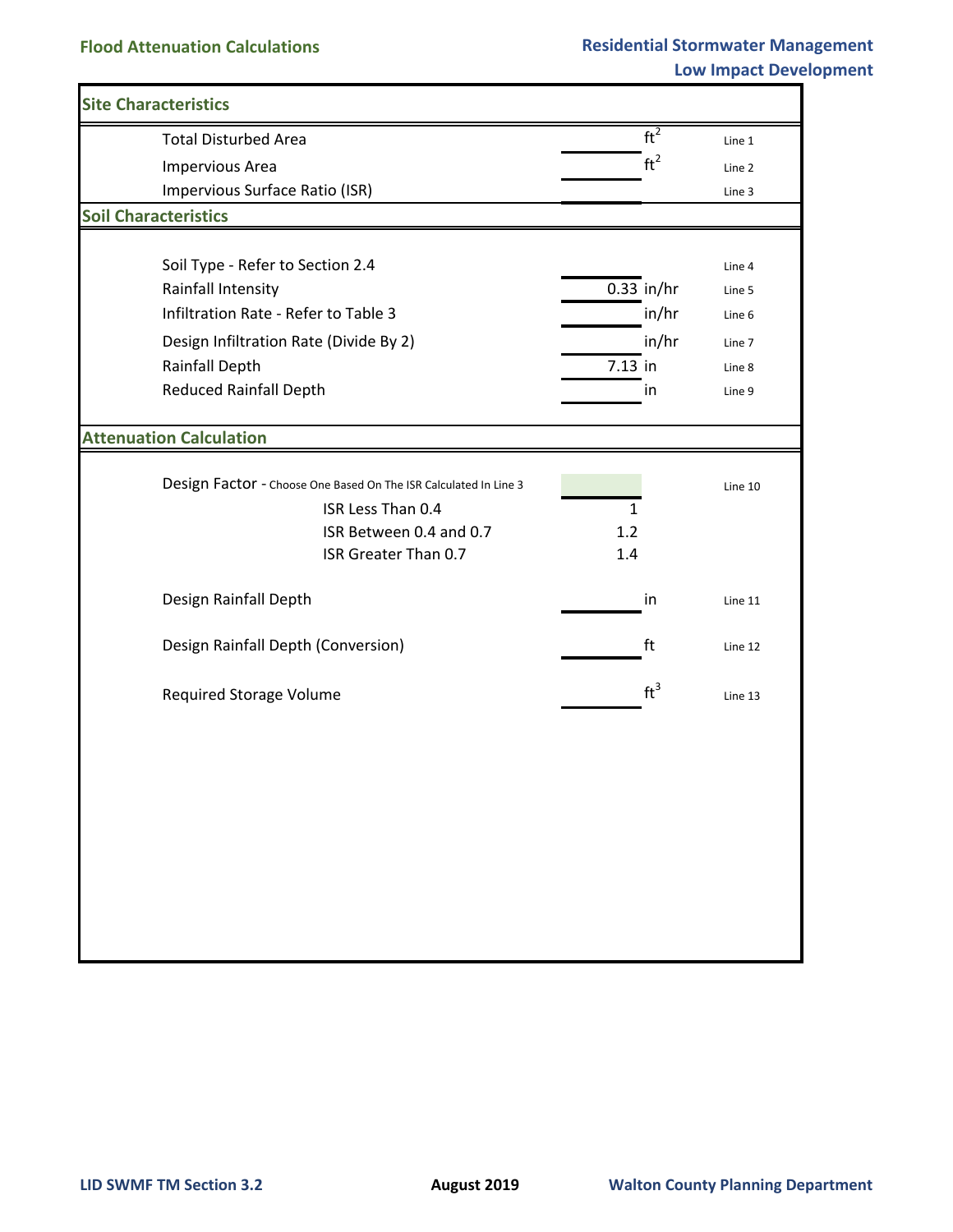# Flood Attenuation Calculations

**Residential Stormwater Management**
**Low Impact Development**

## Site Characteristics

| Item | Value | Unit | Line |
|---|---|---|---|
| Total Disturbed Area | | $ft^2$ | Line 1 |
| Impervious Area | | $ft^2$ | Line 2 |
| Impervious Surface Ratio (ISR) | | | Line 3 |

## Soil Characteristics

| Item | Value | Unit | Line |
|---|---|---|---|
| Soil Type - Refer to Section 2.4 | | | Line 4 |
| Rainfall Intensity | 0.33 | in/hr | Line 5 |
| Infiltration Rate - Refer to Table 3 | | in/hr | Line 6 |
| Design Infiltration Rate (Divide By 2) | | in/hr | Line 7 |
| Rainfall Depth | 7.13 | in | Line 8 |
| Reduced Rainfall Depth | | in | Line 9 |

## Attenuation Calculation

| Item | Value | Unit | Line |
|---|---|---|---|
| Design Factor - Choose One Based On The ISR Calculated In Line 3 | | | Line 10 |
| ISR Less Than 0.4 | 1 | | |
| ISR Between 0.4 and 0.7 | 1.2 | | |
| ISR Greater Than 0.7 | 1.4 | | |
| Design Rainfall Depth | | in | Line 11 |
| Design Rainfall Depth (Conversion) | | ft | Line 12 |
| Required Storage Volume | | $ft^3$ | Line 13 |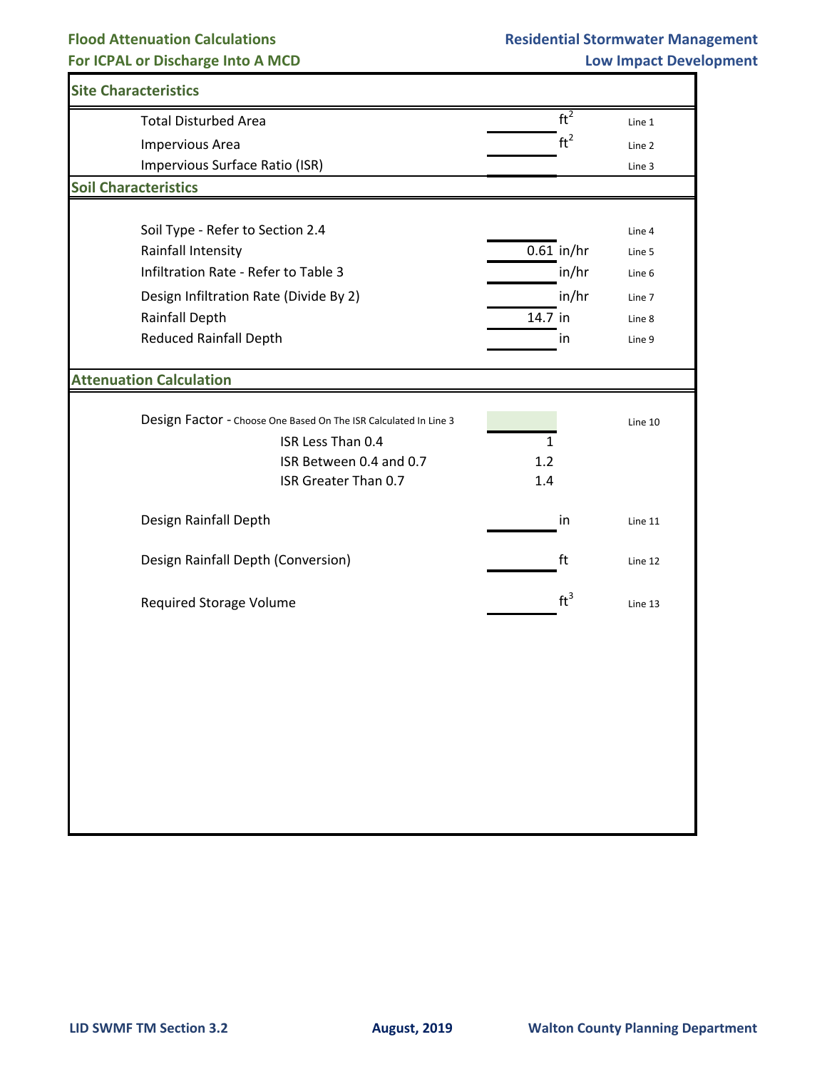**Flood Attenuation Calculations**
**For ICPAL or Discharge Into A MCD**

**Residential Stormwater Management**
**Low Impact Development**

## Site Characteristics

| | | | |
|---|---|---|---|
| Total Disturbed Area | | $ft^2$ | Line 1 |
| Impervious Area | | $ft^2$ | Line 2 |
| Impervious Surface Ratio (ISR) | | | Line 3 |

## Soil Characteristics

| | | | |
|---|---|---|---|
| Soil Type - Refer to Section 2.4 | | | Line 4 |
| Rainfall Intensity | 0.61 | in/hr | Line 5 |
| Infiltration Rate - Refer to Table 3 | | in/hr | Line 6 |
| Design Infiltration Rate (Divide By 2) | | in/hr | Line 7 |
| Rainfall Depth | 14.7 | in | Line 8 |
| Reduced Rainfall Depth | | in | Line 9 |

## Attenuation Calculation

| | | | |
|---|---|---|---|
| Design Factor - Choose One Based On The ISR Calculated In Line 3 | | | Line 10 |
| ISR Less Than 0.4 | 1 | | |
| ISR Between 0.4 and 0.7 | 1.2 | | |
| ISR Greater Than 0.7 | 1.4 | | |
| Design Rainfall Depth | | in | Line 11 |
| Design Rainfall Depth (Conversion) | | ft | Line 12 |
| Required Storage Volume | | $ft^3$ | Line 13 |

**LID SWMF TM Section 3.2** **August, 2019** **Walton County Planning Department**